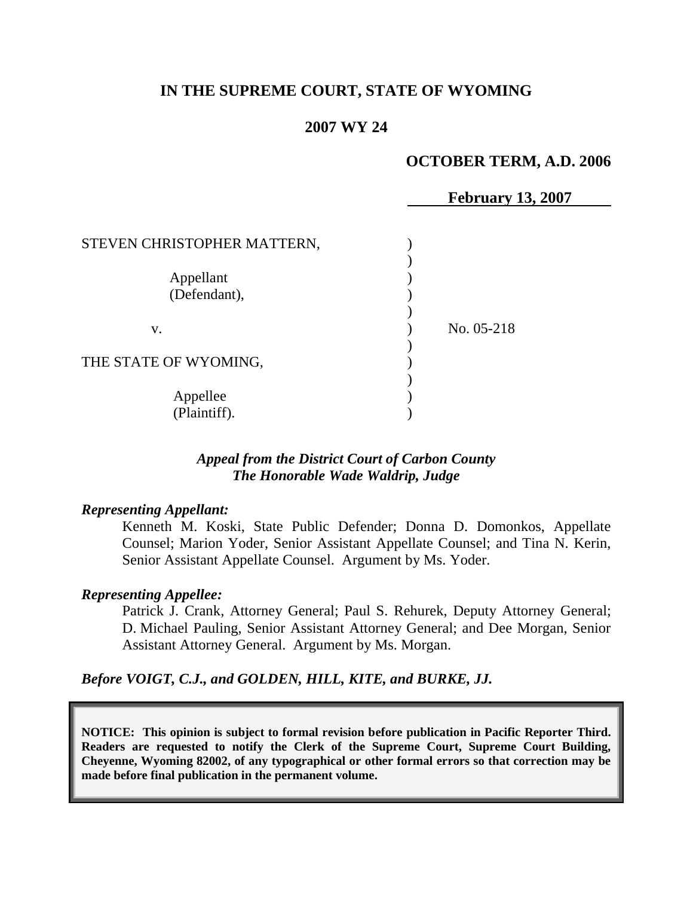# IN THE SUPREME COURT, STATE OF WYOMING

## 2007 WY 24

**OCTOBER TERM, A.D. 2006**

**February 13, 2007**

| | | |
|---|---|---|
| STEVEN CHRISTOPHER MATTERN, | ) | |
| | ) | |
| Appellant | ) | |
| (Defendant), | ) | |
| | ) | |
| v. | ) | No. 05-218 |
| | ) | |
| THE STATE OF WYOMING, | ) | |
| | ) | |
| Appellee | ) | |
| (Plaintiff). | ) | |

***Appeal from the District Court of Carbon County***
***The Honorable Wade Waldrip, Judge***

***Representing Appellant:***

Kenneth M. Koski, State Public Defender; Donna D. Domonkos, Appellate Counsel; Marion Yoder, Senior Assistant Appellate Counsel; and Tina N. Kerin, Senior Assistant Appellate Counsel. Argument by Ms. Yoder.

***Representing Appellee:***

Patrick J. Crank, Attorney General; Paul S. Rehurek, Deputy Attorney General; D. Michael Pauling, Senior Assistant Attorney General; and Dee Morgan, Senior Assistant Attorney General. Argument by Ms. Morgan.

***Before VOIGT, C.J., and GOLDEN, HILL, KITE, and BURKE, JJ.***

**NOTICE: This opinion is subject to formal revision before publication in Pacific Reporter Third. Readers are requested to notify the Clerk of the Supreme Court, Supreme Court Building, Cheyenne, Wyoming 82002, of any typographical or other formal errors so that correction may be made before final publication in the permanent volume.**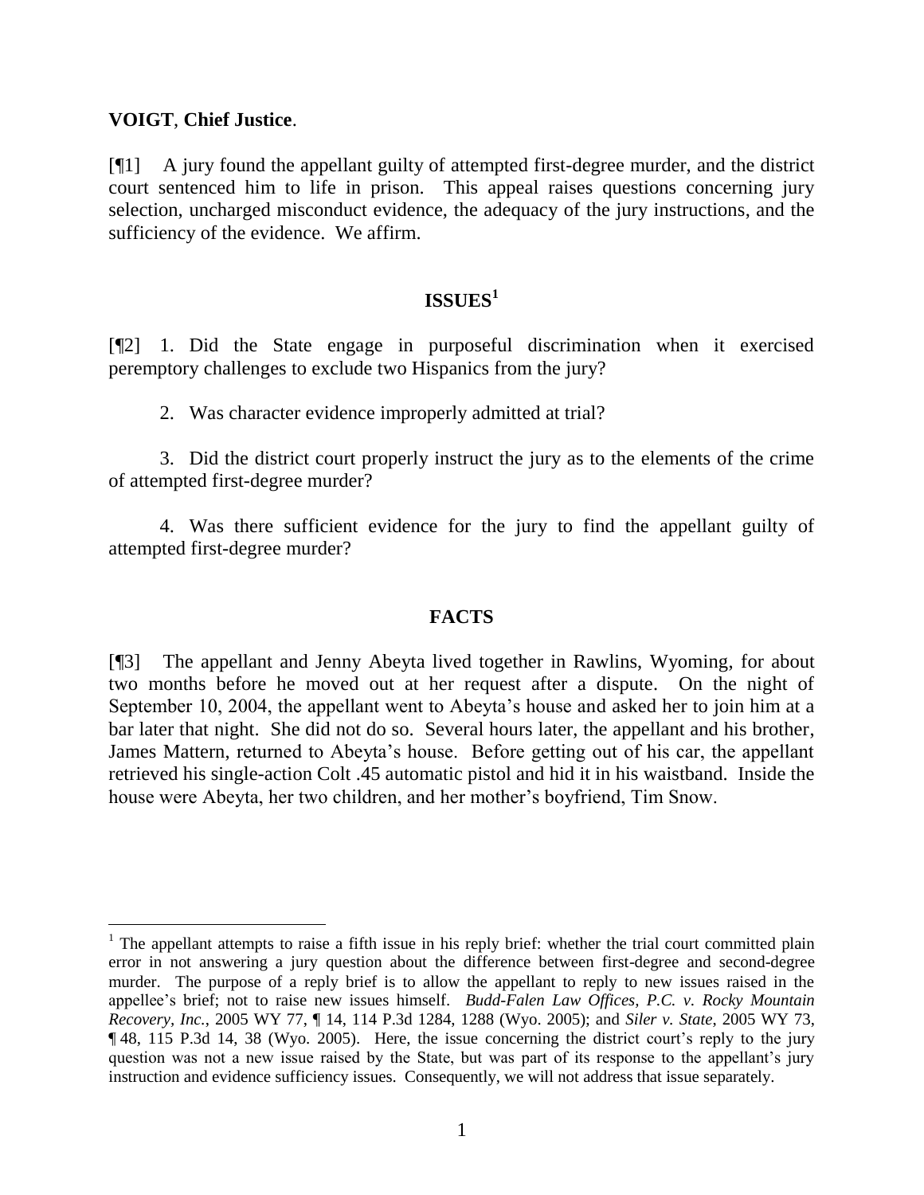**VOIGT**, **Chief Justice**.

[¶1] A jury found the appellant guilty of attempted first-degree murder, and the district court sentenced him to life in prison. This appeal raises questions concerning jury selection, uncharged misconduct evidence, the adequacy of the jury instructions, and the sufficiency of the evidence. We affirm.

## ISSUES[1]

[¶2] 1. Did the State engage in purposeful discrimination when it exercised peremptory challenges to exclude two Hispanics from the jury?

2. Was character evidence improperly admitted at trial?

3. Did the district court properly instruct the jury as to the elements of the crime of attempted first-degree murder?

4. Was there sufficient evidence for the jury to find the appellant guilty of attempted first-degree murder?

## FACTS

[¶3] The appellant and Jenny Abeyta lived together in Rawlins, Wyoming, for about two months before he moved out at her request after a dispute. On the night of September 10, 2004, the appellant went to Abeyta's house and asked her to join him at a bar later that night. She did not do so. Several hours later, the appellant and his brother, James Mattern, returned to Abeyta's house. Before getting out of his car, the appellant retrieved his single-action Colt .45 automatic pistol and hid it in his waistband. Inside the house were Abeyta, her two children, and her mother's boyfriend, Tim Snow.

---

[1] The appellant attempts to raise a fifth issue in his reply brief: whether the trial court committed plain error in not answering a jury question about the difference between first-degree and second-degree murder. The purpose of a reply brief is to allow the appellant to reply to new issues raised in the appellee's brief; not to raise new issues himself. *Budd-Falen Law Offices, P.C. v. Rocky Mountain Recovery, Inc.*, 2005 WY 77, ¶ 14, 114 P.3d 1284, 1288 (Wyo. 2005); and *Siler v. State*, 2005 WY 73, ¶ 48, 115 P.3d 14, 38 (Wyo. 2005). Here, the issue concerning the district court's reply to the jury question was not a new issue raised by the State, but was part of its response to the appellant's jury instruction and evidence sufficiency issues. Consequently, we will not address that issue separately.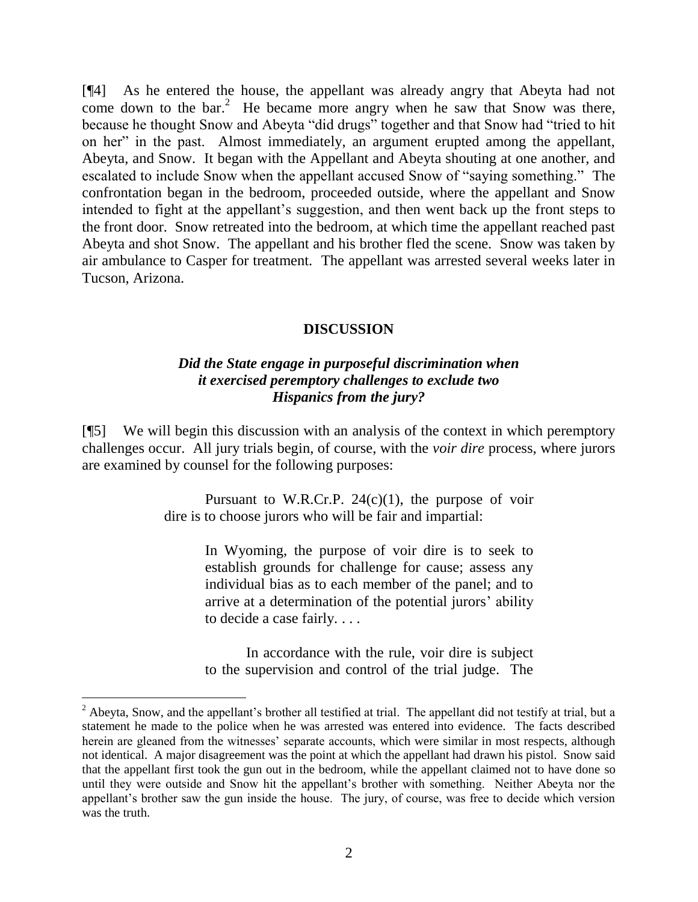[¶4] As he entered the house, the appellant was already angry that Abeyta had not come down to the bar.[2] He became more angry when he saw that Snow was there, because he thought Snow and Abeyta "did drugs" together and that Snow had "tried to hit on her" in the past. Almost immediately, an argument erupted among the appellant, Abeyta, and Snow. It began with the Appellant and Abeyta shouting at one another, and escalated to include Snow when the appellant accused Snow of "saying something." The confrontation began in the bedroom, proceeded outside, where the appellant and Snow intended to fight at the appellant's suggestion, and then went back up the front steps to the front door. Snow retreated into the bedroom, at which time the appellant reached past Abeyta and shot Snow. The appellant and his brother fled the scene. Snow was taken by air ambulance to Casper for treatment. The appellant was arrested several weeks later in Tucson, Arizona.

## DISCUSSION

### *Did the State engage in purposeful discrimination when it exercised peremptory challenges to exclude two Hispanics from the jury?*

[¶5] We will begin this discussion with an analysis of the context in which peremptory challenges occur. All jury trials begin, of course, with the *voir dire* process, where jurors are examined by counsel for the following purposes:

> Pursuant to W.R.Cr.P. 24(c)(1), the purpose of voir dire is to choose jurors who will be fair and impartial:
>
> > In Wyoming, the purpose of voir dire is to seek to establish grounds for challenge for cause; assess any individual bias as to each member of the panel; and to arrive at a determination of the potential jurors' ability to decide a case fairly. . . .
>
> In accordance with the rule, voir dire is subject to the supervision and control of the trial judge. The

---

[2] Abeyta, Snow, and the appellant's brother all testified at trial. The appellant did not testify at trial, but a statement he made to the police when he was arrested was entered into evidence. The facts described herein are gleaned from the witnesses' separate accounts, which were similar in most respects, although not identical. A major disagreement was the point at which the appellant had drawn his pistol. Snow said that the appellant first took the gun out in the bedroom, while the appellant claimed not to have done so until they were outside and Snow hit the appellant's brother with something. Neither Abeyta nor the appellant's brother saw the gun inside the house. The jury, of course, was free to decide which version was the truth.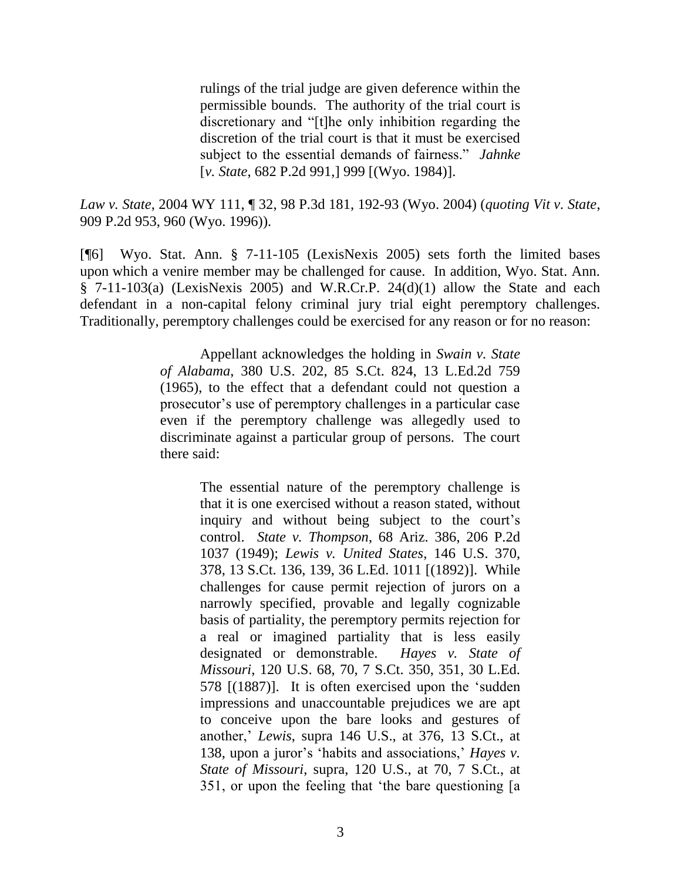> rulings of the trial judge are given deference within the permissible bounds. The authority of the trial court is discretionary and "[t]he only inhibition regarding the discretion of the trial court is that it must be exercised subject to the essential demands of fairness." *Jahnke* [*v. State*, 682 P.2d 991,] 999 [(Wyo. 1984)].

*Law v. State*, 2004 WY 111, ¶ 32, 98 P.3d 181, 192-93 (Wyo. 2004) (*quoting Vit v. State*, 909 P.2d 953, 960 (Wyo. 1996)).

[¶6] Wyo. Stat. Ann. § 7-11-105 (LexisNexis 2005) sets forth the limited bases upon which a venire member may be challenged for cause. In addition, Wyo. Stat. Ann. § 7-11-103(a) (LexisNexis 2005) and W.R.Cr.P. 24(d)(1) allow the State and each defendant in a non-capital felony criminal jury trial eight peremptory challenges. Traditionally, peremptory challenges could be exercised for any reason or for no reason:

> Appellant acknowledges the holding in *Swain v. State of Alabama*, 380 U.S. 202, 85 S.Ct. 824, 13 L.Ed.2d 759 (1965), to the effect that a defendant could not question a prosecutor's use of peremptory challenges in a particular case even if the peremptory challenge was allegedly used to discriminate against a particular group of persons. The court there said:
>
> > The essential nature of the peremptory challenge is that it is one exercised without a reason stated, without inquiry and without being subject to the court's control. *State v. Thompson*, 68 Ariz. 386, 206 P.2d 1037 (1949); *Lewis v. United States*, 146 U.S. 370, 378, 13 S.Ct. 136, 139, 36 L.Ed. 1011 [(1892)]. While challenges for cause permit rejection of jurors on a narrowly specified, provable and legally cognizable basis of partiality, the peremptory permits rejection for a real or imagined partiality that is less easily designated or demonstrable. *Hayes v. State of Missouri*, 120 U.S. 68, 70, 7 S.Ct. 350, 351, 30 L.Ed. 578 [(1887)]. It is often exercised upon the 'sudden impressions and unaccountable prejudices we are apt to conceive upon the bare looks and gestures of another,' *Lewis*, supra 146 U.S., at 376, 13 S.Ct., at 138, upon a juror's 'habits and associations,' *Hayes v. State of Missouri*, supra, 120 U.S., at 70, 7 S.Ct., at 351, or upon the feeling that 'the bare questioning [a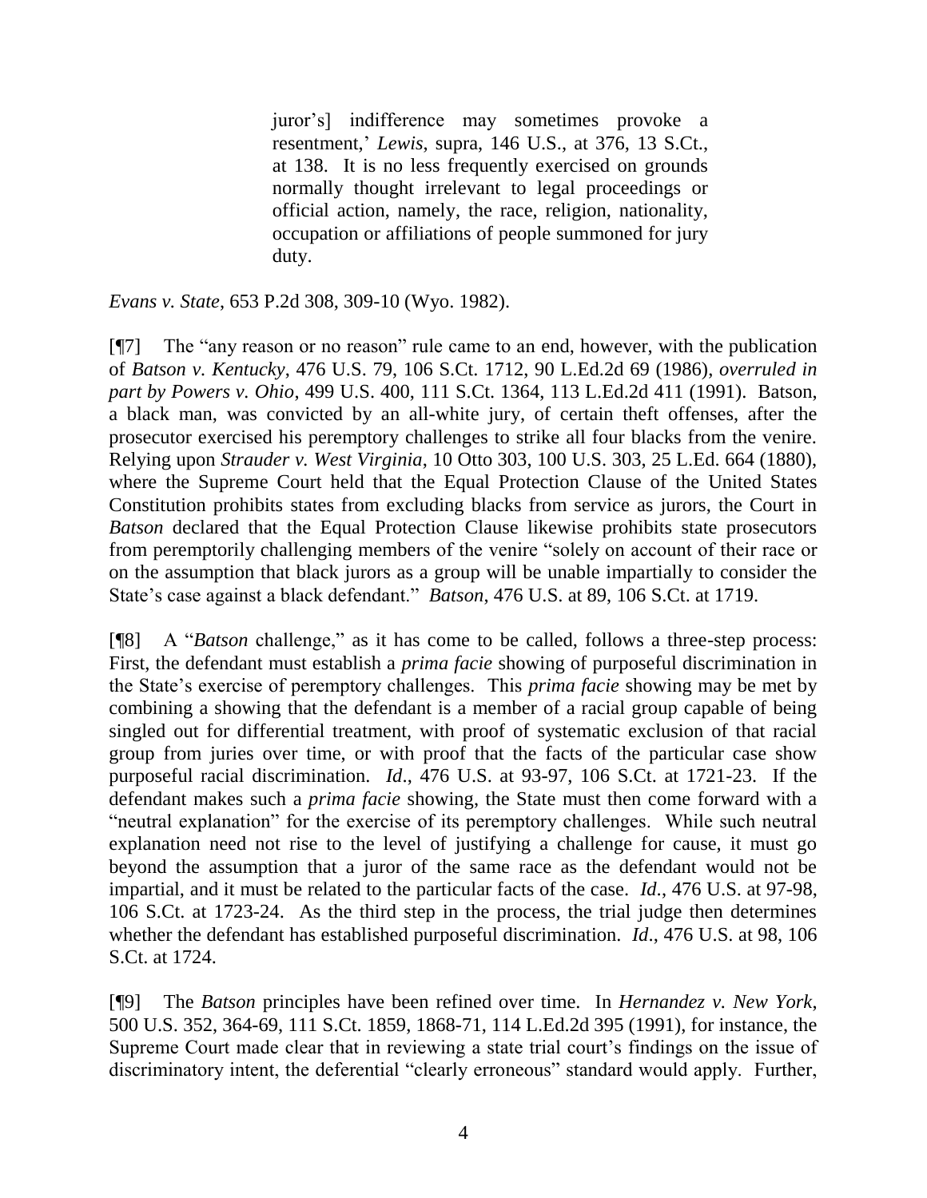> juror's] indifference may sometimes provoke a resentment,' *Lewis*, supra, 146 U.S., at 376, 13 S.Ct., at 138. It is no less frequently exercised on grounds normally thought irrelevant to legal proceedings or official action, namely, the race, religion, nationality, occupation or affiliations of people summoned for jury duty.

*Evans v. State*, 653 P.2d 308, 309-10 (Wyo. 1982).

[¶7] The "any reason or no reason" rule came to an end, however, with the publication of *Batson v. Kentucky*, 476 U.S. 79, 106 S.Ct. 1712, 90 L.Ed.2d 69 (1986), *overruled in part by Powers v. Ohio*, 499 U.S. 400, 111 S.Ct. 1364, 113 L.Ed.2d 411 (1991). Batson, a black man, was convicted by an all-white jury, of certain theft offenses, after the prosecutor exercised his peremptory challenges to strike all four blacks from the venire. Relying upon *Strauder v. West Virginia*, 10 Otto 303, 100 U.S. 303, 25 L.Ed. 664 (1880), where the Supreme Court held that the Equal Protection Clause of the United States Constitution prohibits states from excluding blacks from service as jurors, the Court in *Batson* declared that the Equal Protection Clause likewise prohibits state prosecutors from peremptorily challenging members of the venire "solely on account of their race or on the assumption that black jurors as a group will be unable impartially to consider the State's case against a black defendant." *Batson*, 476 U.S. at 89, 106 S.Ct. at 1719.

[¶8] A "*Batson* challenge," as it has come to be called, follows a three-step process: First, the defendant must establish a *prima facie* showing of purposeful discrimination in the State's exercise of peremptory challenges. This *prima facie* showing may be met by combining a showing that the defendant is a member of a racial group capable of being singled out for differential treatment, with proof of systematic exclusion of that racial group from juries over time, or with proof that the facts of the particular case show purposeful racial discrimination. *Id*., 476 U.S. at 93-97, 106 S.Ct. at 1721-23. If the defendant makes such a *prima facie* showing, the State must then come forward with a "neutral explanation" for the exercise of its peremptory challenges. While such neutral explanation need not rise to the level of justifying a challenge for cause, it must go beyond the assumption that a juror of the same race as the defendant would not be impartial, and it must be related to the particular facts of the case. *Id*., 476 U.S. at 97-98, 106 S.Ct. at 1723-24. As the third step in the process, the trial judge then determines whether the defendant has established purposeful discrimination. *Id*., 476 U.S. at 98, 106 S.Ct. at 1724.

[¶9] The *Batson* principles have been refined over time. In *Hernandez v. New York*, 500 U.S. 352, 364-69, 111 S.Ct. 1859, 1868-71, 114 L.Ed.2d 395 (1991), for instance, the Supreme Court made clear that in reviewing a state trial court's findings on the issue of discriminatory intent, the deferential "clearly erroneous" standard would apply. Further,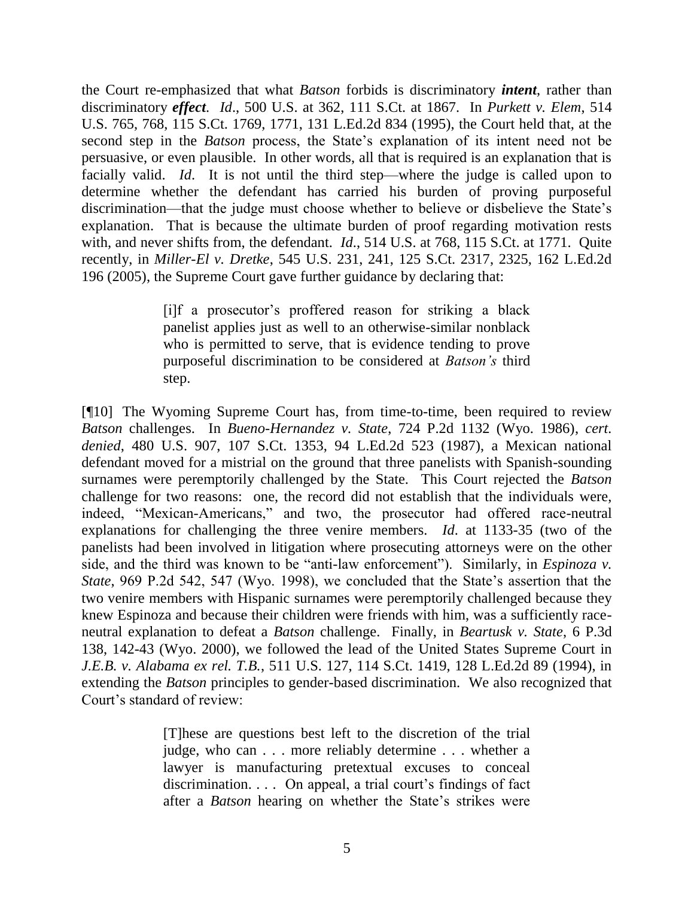the Court re-emphasized that what *Batson* forbids is discriminatory ***intent***, rather than discriminatory ***effect***. *Id*., 500 U.S. at 362, 111 S.Ct. at 1867. In *Purkett v. Elem*, 514 U.S. 765, 768, 115 S.Ct. 1769, 1771, 131 L.Ed.2d 834 (1995), the Court held that, at the second step in the *Batson* process, the State's explanation of its intent need not be persuasive, or even plausible. In other words, all that is required is an explanation that is facially valid. *Id*. It is not until the third step—where the judge is called upon to determine whether the defendant has carried his burden of proving purposeful discrimination—that the judge must choose whether to believe or disbelieve the State's explanation. That is because the ultimate burden of proof regarding motivation rests with, and never shifts from, the defendant. *Id*., 514 U.S. at 768, 115 S.Ct. at 1771. Quite recently, in *Miller-El v. Dretke*, 545 U.S. 231, 241, 125 S.Ct. 2317, 2325, 162 L.Ed.2d 196 (2005), the Supreme Court gave further guidance by declaring that:

> [i]f a prosecutor's proffered reason for striking a black panelist applies just as well to an otherwise-similar nonblack who is permitted to serve, that is evidence tending to prove purposeful discrimination to be considered at *Batson's* third step.

[¶10] The Wyoming Supreme Court has, from time-to-time, been required to review *Batson* challenges. In *Bueno-Hernandez v. State*, 724 P.2d 1132 (Wyo. 1986), *cert. denied*, 480 U.S. 907, 107 S.Ct. 1353, 94 L.Ed.2d 523 (1987), a Mexican national defendant moved for a mistrial on the ground that three panelists with Spanish-sounding surnames were peremptorily challenged by the State. This Court rejected the *Batson* challenge for two reasons: one, the record did not establish that the individuals were, indeed, "Mexican-Americans," and two, the prosecutor had offered race-neutral explanations for challenging the three venire members. *Id*. at 1133-35 (two of the panelists had been involved in litigation where prosecuting attorneys were on the other side, and the third was known to be "anti-law enforcement"). Similarly, in *Espinoza v. State*, 969 P.2d 542, 547 (Wyo. 1998), we concluded that the State's assertion that the two venire members with Hispanic surnames were peremptorily challenged because they knew Espinoza and because their children were friends with him, was a sufficiently race-neutral explanation to defeat a *Batson* challenge. Finally, in *Beartusk v. State*, 6 P.3d 138, 142-43 (Wyo. 2000), we followed the lead of the United States Supreme Court in *J.E.B. v. Alabama ex rel. T.B.*, 511 U.S. 127, 114 S.Ct. 1419, 128 L.Ed.2d 89 (1994), in extending the *Batson* principles to gender-based discrimination. We also recognized that Court's standard of review:

> [T]hese are questions best left to the discretion of the trial judge, who can . . . more reliably determine . . . whether a lawyer is manufacturing pretextual excuses to conceal discrimination. . . . On appeal, a trial court's findings of fact after a *Batson* hearing on whether the State's strikes were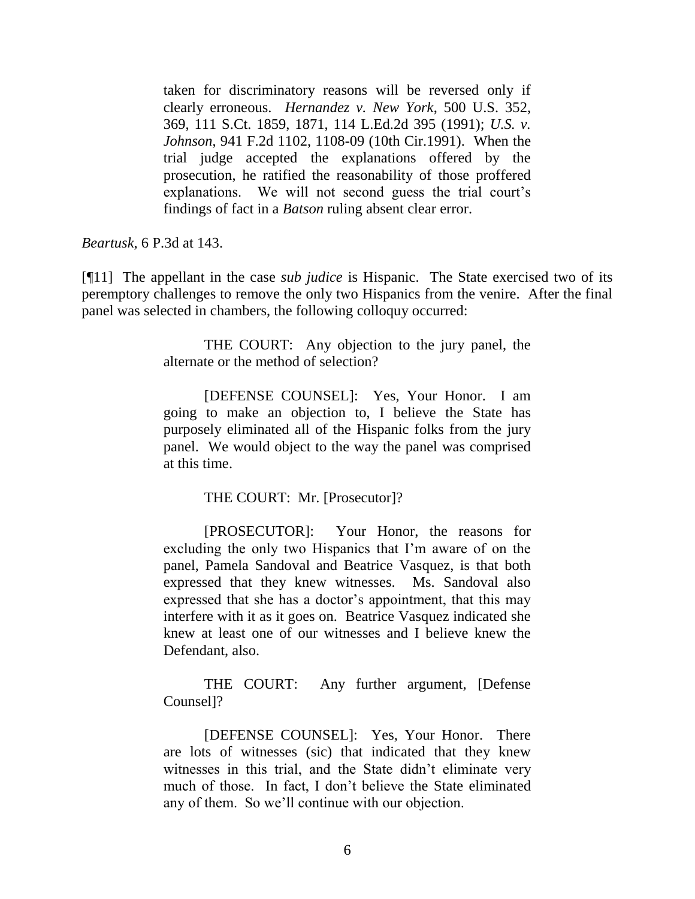> taken for discriminatory reasons will be reversed only if clearly erroneous. *Hernandez v. New York*, 500 U.S. 352, 369, 111 S.Ct. 1859, 1871, 114 L.Ed.2d 395 (1991); *U.S. v. Johnson*, 941 F.2d 1102, 1108-09 (10th Cir.1991). When the trial judge accepted the explanations offered by the prosecution, he ratified the reasonability of those proffered explanations. We will not second guess the trial court's findings of fact in a *Batson* ruling absent clear error.

*Beartusk*, 6 P.3d at 143.

[¶11] The appellant in the case *sub judice* is Hispanic. The State exercised two of its peremptory challenges to remove the only two Hispanics from the venire. After the final panel was selected in chambers, the following colloquy occurred:

> THE COURT: Any objection to the jury panel, the alternate or the method of selection?
>
> [DEFENSE COUNSEL]: Yes, Your Honor. I am going to make an objection to, I believe the State has purposely eliminated all of the Hispanic folks from the jury panel. We would object to the way the panel was comprised at this time.
>
> THE COURT: Mr. [Prosecutor]?
>
> [PROSECUTOR]: Your Honor, the reasons for excluding the only two Hispanics that I'm aware of on the panel, Pamela Sandoval and Beatrice Vasquez, is that both expressed that they knew witnesses. Ms. Sandoval also expressed that she has a doctor's appointment, that this may interfere with it as it goes on. Beatrice Vasquez indicated she knew at least one of our witnesses and I believe knew the Defendant, also.
>
> THE COURT: Any further argument, [Defense Counsel]?
>
> [DEFENSE COUNSEL]: Yes, Your Honor. There are lots of witnesses (sic) that indicated that they knew witnesses in this trial, and the State didn't eliminate very much of those. In fact, I don't believe the State eliminated any of them. So we'll continue with our objection.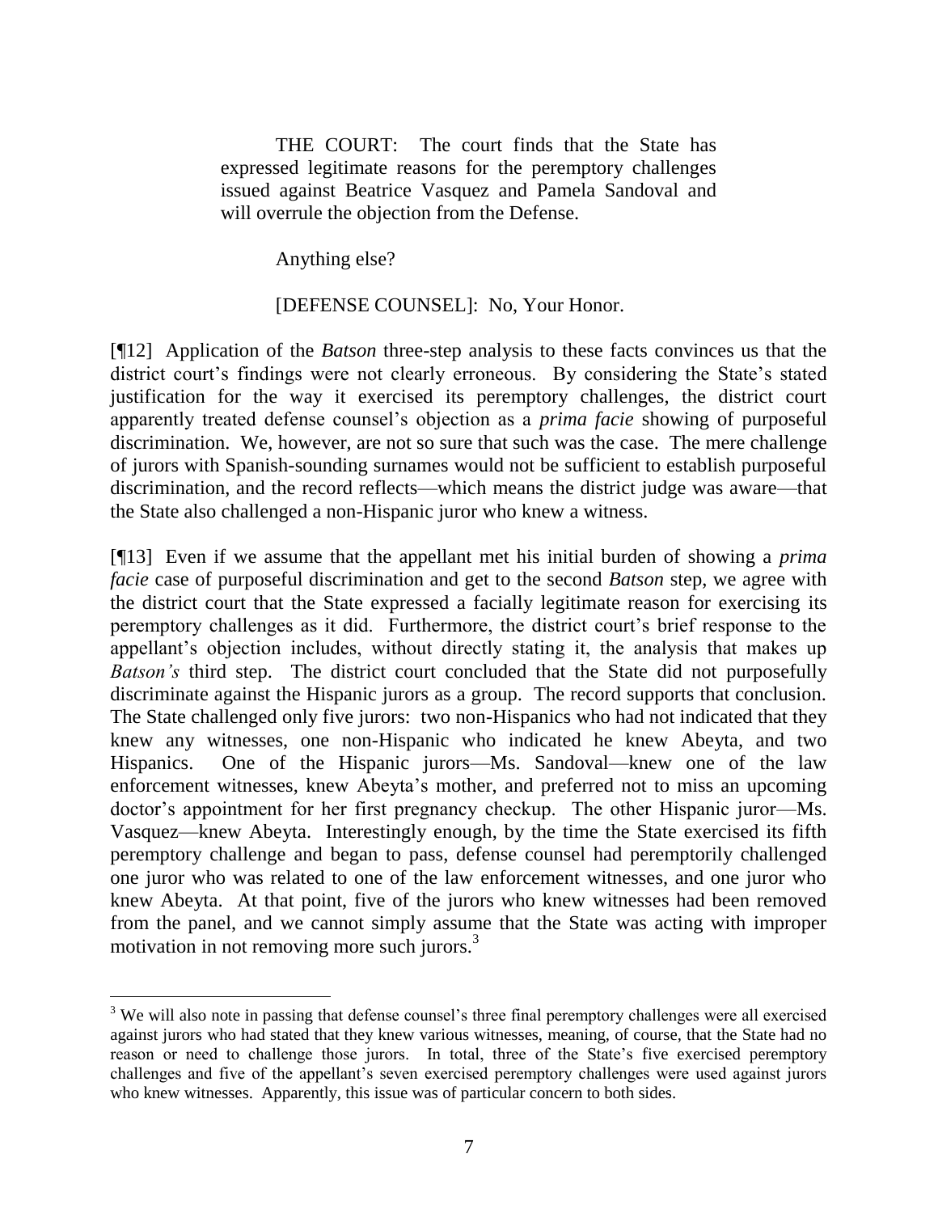THE COURT: The court finds that the State has expressed legitimate reasons for the peremptory challenges issued against Beatrice Vasquez and Pamela Sandoval and will overrule the objection from the Defense.

Anything else?

[DEFENSE COUNSEL]: No, Your Honor.

[¶12] Application of the *Batson* three-step analysis to these facts convinces us that the district court's findings were not clearly erroneous. By considering the State's stated justification for the way it exercised its peremptory challenges, the district court apparently treated defense counsel's objection as a *prima facie* showing of purposeful discrimination. We, however, are not so sure that such was the case. The mere challenge of jurors with Spanish-sounding surnames would not be sufficient to establish purposeful discrimination, and the record reflects—which means the district judge was aware—that the State also challenged a non-Hispanic juror who knew a witness.

[¶13] Even if we assume that the appellant met his initial burden of showing a *prima facie* case of purposeful discrimination and get to the second *Batson* step, we agree with the district court that the State expressed a facially legitimate reason for exercising its peremptory challenges as it did. Furthermore, the district court's brief response to the appellant's objection includes, without directly stating it, the analysis that makes up *Batson's* third step. The district court concluded that the State did not purposefully discriminate against the Hispanic jurors as a group. The record supports that conclusion. The State challenged only five jurors: two non-Hispanics who had not indicated that they knew any witnesses, one non-Hispanic who indicated he knew Abeyta, and two Hispanics. One of the Hispanic jurors—Ms. Sandoval—knew one of the law enforcement witnesses, knew Abeyta's mother, and preferred not to miss an upcoming doctor's appointment for her first pregnancy checkup. The other Hispanic juror—Ms. Vasquez—knew Abeyta. Interestingly enough, by the time the State exercised its fifth peremptory challenge and began to pass, defense counsel had peremptorily challenged one juror who was related to one of the law enforcement witnesses, and one juror who knew Abeyta. At that point, five of the jurors who knew witnesses had been removed from the panel, and we cannot simply assume that the State was acting with improper motivation in not removing more such jurors.[3]

[3] We will also note in passing that defense counsel's three final peremptory challenges were all exercised against jurors who had stated that they knew various witnesses, meaning, of course, that the State had no reason or need to challenge those jurors. In total, three of the State's five exercised peremptory challenges and five of the appellant's seven exercised peremptory challenges were used against jurors who knew witnesses. Apparently, this issue was of particular concern to both sides.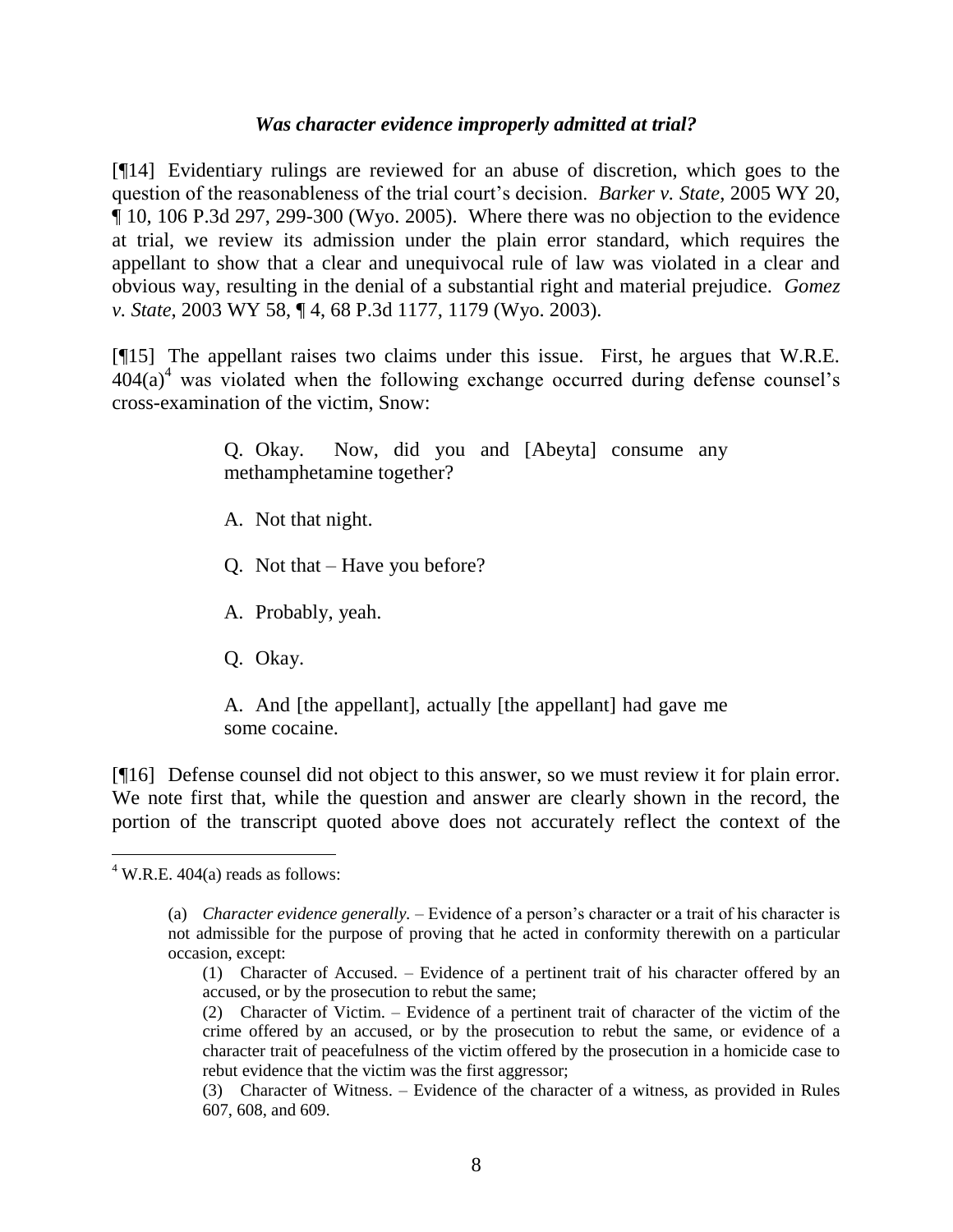### *Was character evidence improperly admitted at trial?*

[¶14] Evidentiary rulings are reviewed for an abuse of discretion, which goes to the question of the reasonableness of the trial court's decision. *Barker v. State*, 2005 WY 20, ¶ 10, 106 P.3d 297, 299-300 (Wyo. 2005). Where there was no objection to the evidence at trial, we review its admission under the plain error standard, which requires the appellant to show that a clear and unequivocal rule of law was violated in a clear and obvious way, resulting in the denial of a substantial right and material prejudice. *Gomez v. State*, 2003 WY 58, ¶ 4, 68 P.3d 1177, 1179 (Wyo. 2003).

[¶15] The appellant raises two claims under this issue. First, he argues that W.R.E. 404(a)[4] was violated when the following exchange occurred during defense counsel's cross-examination of the victim, Snow:

> Q. Okay. Now, did you and [Abeyta] consume any methamphetamine together?
>
> A. Not that night.
>
> Q. Not that – Have you before?
>
> A. Probably, yeah.
>
> Q. Okay.
>
> A. And [the appellant], actually [the appellant] had gave me some cocaine.

[¶16] Defense counsel did not object to this answer, so we must review it for plain error. We note first that, while the question and answer are clearly shown in the record, the portion of the transcript quoted above does not accurately reflect the context of the

---

[4] W.R.E. 404(a) reads as follows:

> (a) *Character evidence generally.* – Evidence of a person's character or a trait of his character is not admissible for the purpose of proving that he acted in conformity therewith on a particular occasion, except:
>
> (1) Character of Accused. – Evidence of a pertinent trait of his character offered by an accused, or by the prosecution to rebut the same;
>
> (2) Character of Victim. – Evidence of a pertinent trait of character of the victim of the crime offered by an accused, or by the prosecution to rebut the same, or evidence of a character trait of peacefulness of the victim offered by the prosecution in a homicide case to rebut evidence that the victim was the first aggressor;
>
> (3) Character of Witness. – Evidence of the character of a witness, as provided in Rules 607, 608, and 609.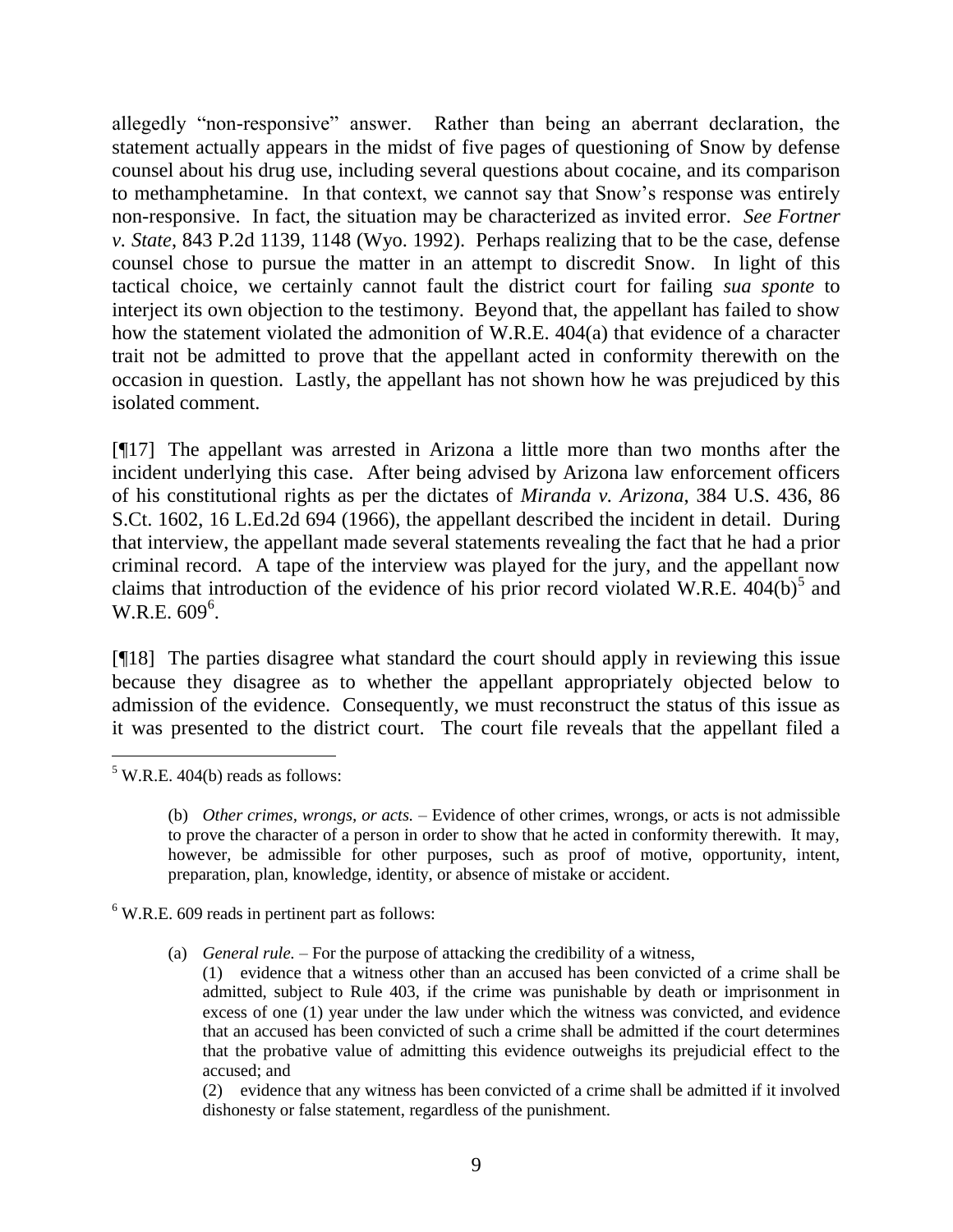allegedly "non-responsive" answer. Rather than being an aberrant declaration, the statement actually appears in the midst of five pages of questioning of Snow by defense counsel about his drug use, including several questions about cocaine, and its comparison to methamphetamine. In that context, we cannot say that Snow's response was entirely non-responsive. In fact, the situation may be characterized as invited error. *See Fortner v. State*, 843 P.2d 1139, 1148 (Wyo. 1992). Perhaps realizing that to be the case, defense counsel chose to pursue the matter in an attempt to discredit Snow. In light of this tactical choice, we certainly cannot fault the district court for failing *sua sponte* to interject its own objection to the testimony. Beyond that, the appellant has failed to show how the statement violated the admonition of W.R.E. 404(a) that evidence of a character trait not be admitted to prove that the appellant acted in conformity therewith on the occasion in question. Lastly, the appellant has not shown how he was prejudiced by this isolated comment.

[¶17] The appellant was arrested in Arizona a little more than two months after the incident underlying this case. After being advised by Arizona law enforcement officers of his constitutional rights as per the dictates of *Miranda v. Arizona*, 384 U.S. 436, 86 S.Ct. 1602, 16 L.Ed.2d 694 (1966), the appellant described the incident in detail. During that interview, the appellant made several statements revealing the fact that he had a prior criminal record. A tape of the interview was played for the jury, and the appellant now claims that introduction of the evidence of his prior record violated W.R.E. 404(b)[5] and W.R.E. 609[6].

[¶18] The parties disagree what standard the court should apply in reviewing this issue because they disagree as to whether the appellant appropriately objected below to admission of the evidence. Consequently, we must reconstruct the status of this issue as it was presented to the district court. The court file reveals that the appellant filed a

---

[5] W.R.E. 404(b) reads as follows:

> (b) *Other crimes, wrongs, or acts.* – Evidence of other crimes, wrongs, or acts is not admissible to prove the character of a person in order to show that he acted in conformity therewith. It may, however, be admissible for other purposes, such as proof of motive, opportunity, intent, preparation, plan, knowledge, identity, or absence of mistake or accident.

[6] W.R.E. 609 reads in pertinent part as follows:

> (a) *General rule.* – For the purpose of attacking the credibility of a witness,
>
> (1) evidence that a witness other than an accused has been convicted of a crime shall be admitted, subject to Rule 403, if the crime was punishable by death or imprisonment in excess of one (1) year under the law under which the witness was convicted, and evidence that an accused has been convicted of such a crime shall be admitted if the court determines that the probative value of admitting this evidence outweighs its prejudicial effect to the accused; and
>
> (2) evidence that any witness has been convicted of a crime shall be admitted if it involved dishonesty or false statement, regardless of the punishment.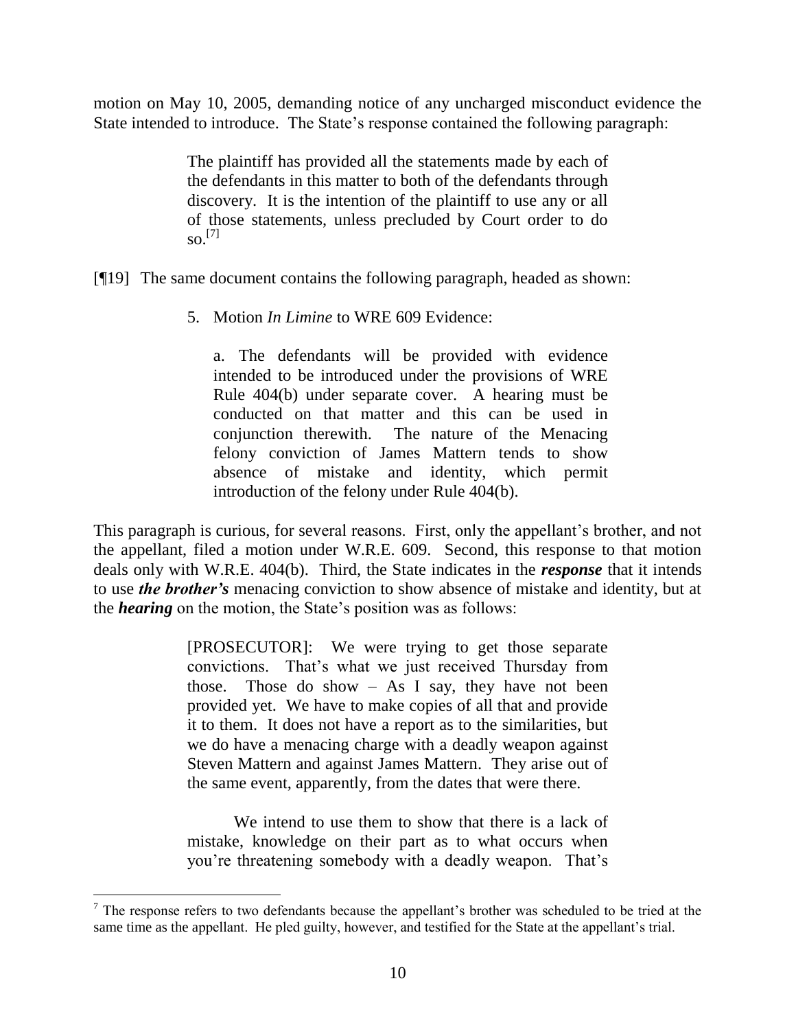motion on May 10, 2005, demanding notice of any uncharged misconduct evidence the State intended to introduce. The State's response contained the following paragraph:

> The plaintiff has provided all the statements made by each of the defendants in this matter to both of the defendants through discovery. It is the intention of the plaintiff to use any or all of those statements, unless precluded by Court order to do so.[7]

[¶19] The same document contains the following paragraph, headed as shown:

> 5. Motion *In Limine* to WRE 609 Evidence:
>
> a. The defendants will be provided with evidence intended to be introduced under the provisions of WRE Rule 404(b) under separate cover. A hearing must be conducted on that matter and this can be used in conjunction therewith. The nature of the Menacing felony conviction of James Mattern tends to show absence of mistake and identity, which permit introduction of the felony under Rule 404(b).

This paragraph is curious, for several reasons. First, only the appellant's brother, and not the appellant, filed a motion under W.R.E. 609. Second, this response to that motion deals only with W.R.E. 404(b). Third, the State indicates in the ***response*** that it intends to use ***the brother's*** menacing conviction to show absence of mistake and identity, but at the ***hearing*** on the motion, the State's position was as follows:

> [PROSECUTOR]: We were trying to get those separate convictions. That's what we just received Thursday from those. Those do show – As I say, they have not been provided yet. We have to make copies of all that and provide it to them. It does not have a report as to the similarities, but we do have a menacing charge with a deadly weapon against Steven Mattern and against James Mattern. They arise out of the same event, apparently, from the dates that were there.
>
> We intend to use them to show that there is a lack of mistake, knowledge on their part as to what occurs when you're threatening somebody with a deadly weapon. That's

[7] The response refers to two defendants because the appellant's brother was scheduled to be tried at the same time as the appellant. He pled guilty, however, and testified for the State at the appellant's trial.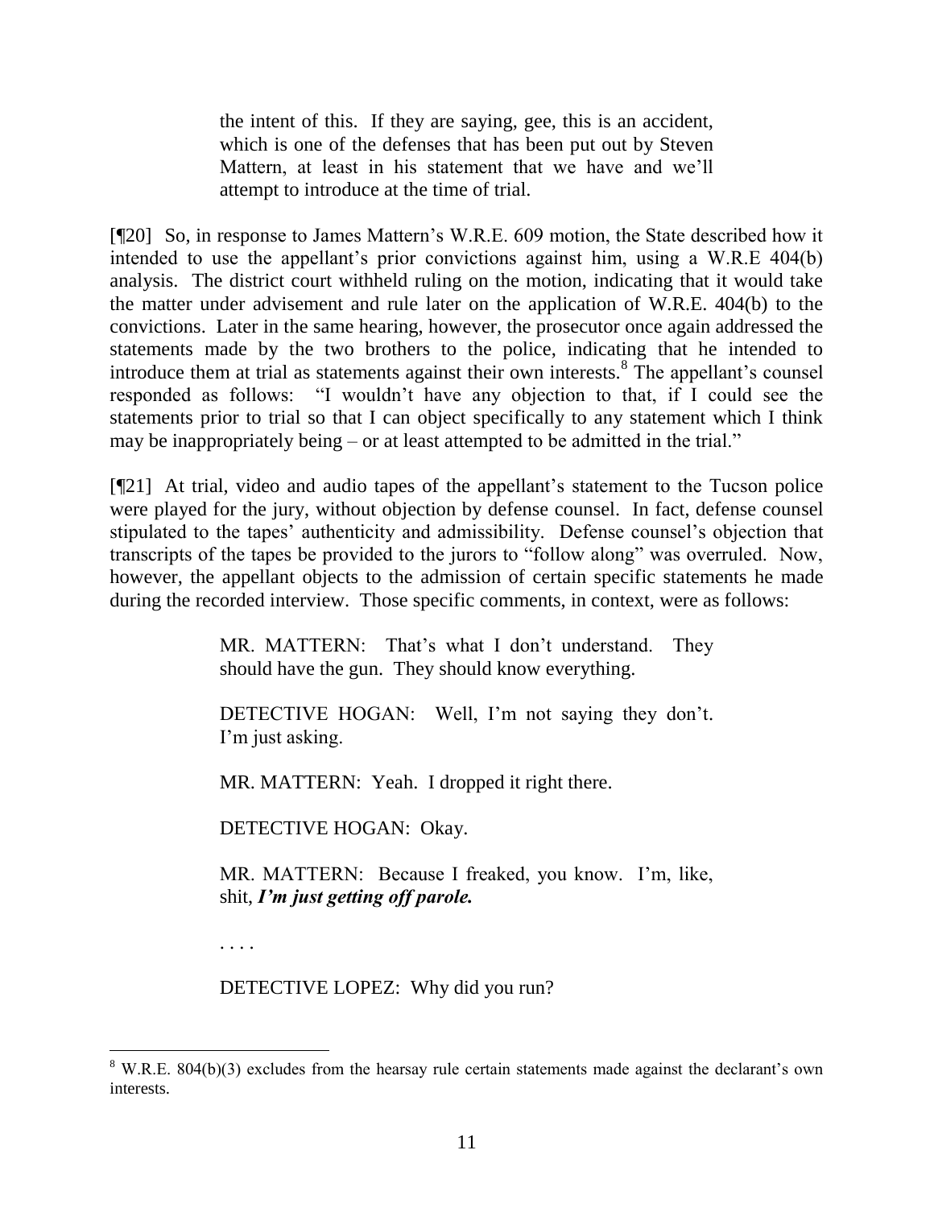> the intent of this. If they are saying, gee, this is an accident, which is one of the defenses that has been put out by Steven Mattern, at least in his statement that we have and we'll attempt to introduce at the time of trial.

[¶20] So, in response to James Mattern's W.R.E. 609 motion, the State described how it intended to use the appellant's prior convictions against him, using a W.R.E 404(b) analysis. The district court withheld ruling on the motion, indicating that it would take the matter under advisement and rule later on the application of W.R.E. 404(b) to the convictions. Later in the same hearing, however, the prosecutor once again addressed the statements made by the two brothers to the police, indicating that he intended to introduce them at trial as statements against their own interests.[8] The appellant's counsel responded as follows: "I wouldn't have any objection to that, if I could see the statements prior to trial so that I can object specifically to any statement which I think may be inappropriately being – or at least attempted to be admitted in the trial."

[¶21] At trial, video and audio tapes of the appellant's statement to the Tucson police were played for the jury, without objection by defense counsel. In fact, defense counsel stipulated to the tapes' authenticity and admissibility. Defense counsel's objection that transcripts of the tapes be provided to the jurors to "follow along" was overruled. Now, however, the appellant objects to the admission of certain specific statements he made during the recorded interview. Those specific comments, in context, were as follows:

> MR. MATTERN: That's what I don't understand. They should have the gun. They should know everything.
>
> DETECTIVE HOGAN: Well, I'm not saying they don't. I'm just asking.
>
> MR. MATTERN: Yeah. I dropped it right there.
>
> DETECTIVE HOGAN: Okay.
>
> MR. MATTERN: Because I freaked, you know. I'm, like, shit, ***I'm just getting off parole.***
>
> . . . .
>
> DETECTIVE LOPEZ: Why did you run?

[8] W.R.E. 804(b)(3) excludes from the hearsay rule certain statements made against the declarant's own interests.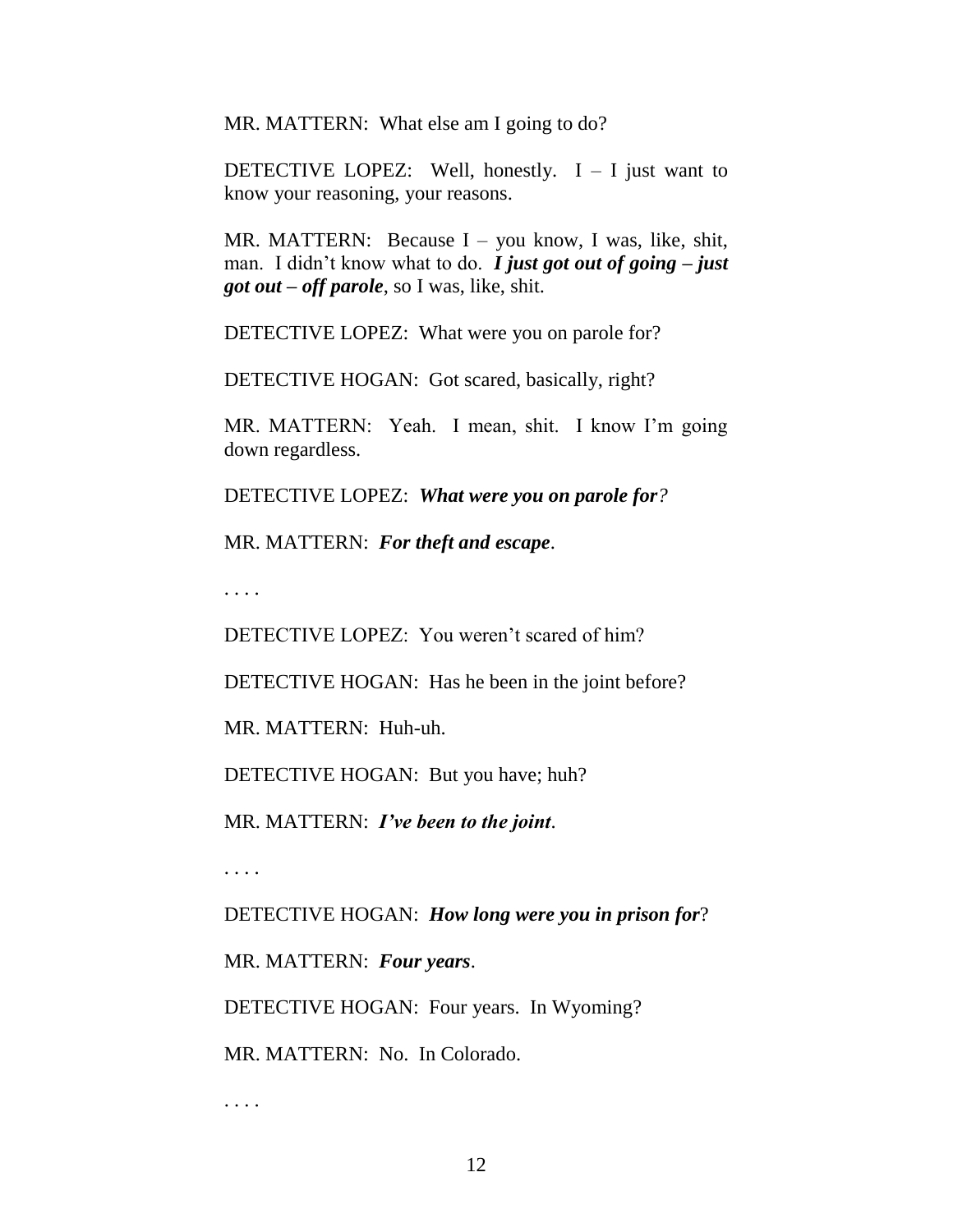MR. MATTERN: What else am I going to do?

DETECTIVE LOPEZ: Well, honestly. I – I just want to know your reasoning, your reasons.

MR. MATTERN: Because I – you know, I was, like, shit, man. I didn't know what to do. ***I just got out of going – just got out – off parole***, so I was, like, shit.

DETECTIVE LOPEZ: What were you on parole for?

DETECTIVE HOGAN: Got scared, basically, right?

MR. MATTERN: Yeah. I mean, shit. I know I'm going down regardless.

DETECTIVE LOPEZ: ***What were you on parole for?***

MR. MATTERN: ***For theft and escape***.

. . . .

DETECTIVE LOPEZ: You weren't scared of him?

DETECTIVE HOGAN: Has he been in the joint before?

MR. MATTERN: Huh-uh.

DETECTIVE HOGAN: But you have; huh?

MR. MATTERN: ***I've been to the joint***.

. . . .

DETECTIVE HOGAN: ***How long were you in prison for***?

MR. MATTERN: ***Four years***.

DETECTIVE HOGAN: Four years. In Wyoming?

MR. MATTERN: No. In Colorado.

. . . .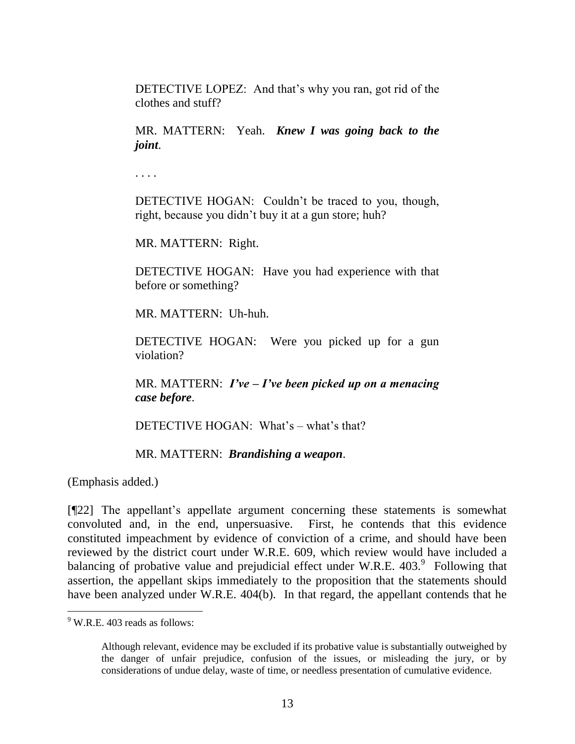> DETECTIVE LOPEZ: And that's why you ran, got rid of the clothes and stuff?
>
> MR. MATTERN: Yeah. ***Knew I was going back to the joint***.
>
> . . . .
>
> DETECTIVE HOGAN: Couldn't be traced to you, though, right, because you didn't buy it at a gun store; huh?
>
> MR. MATTERN: Right.
>
> DETECTIVE HOGAN: Have you had experience with that before or something?
>
> MR. MATTERN: Uh-huh.
>
> DETECTIVE HOGAN: Were you picked up for a gun violation?
>
> MR. MATTERN: ***I've – I've been picked up on a menacing case before***.
>
> DETECTIVE HOGAN: What's – what's that?
>
> MR. MATTERN: ***Brandishing a weapon***.

(Emphasis added.)

[¶22] The appellant's appellate argument concerning these statements is somewhat convoluted and, in the end, unpersuasive. First, he contends that this evidence constituted impeachment by evidence of conviction of a crime, and should have been reviewed by the district court under W.R.E. 609, which review would have included a balancing of probative value and prejudicial effect under W.R.E. 403.[9] Following that assertion, the appellant skips immediately to the proposition that the statements should have been analyzed under W.R.E. 404(b). In that regard, the appellant contends that he

---

[9] W.R.E. 403 reads as follows:

> Although relevant, evidence may be excluded if its probative value is substantially outweighed by the danger of unfair prejudice, confusion of the issues, or misleading the jury, or by considerations of undue delay, waste of time, or needless presentation of cumulative evidence.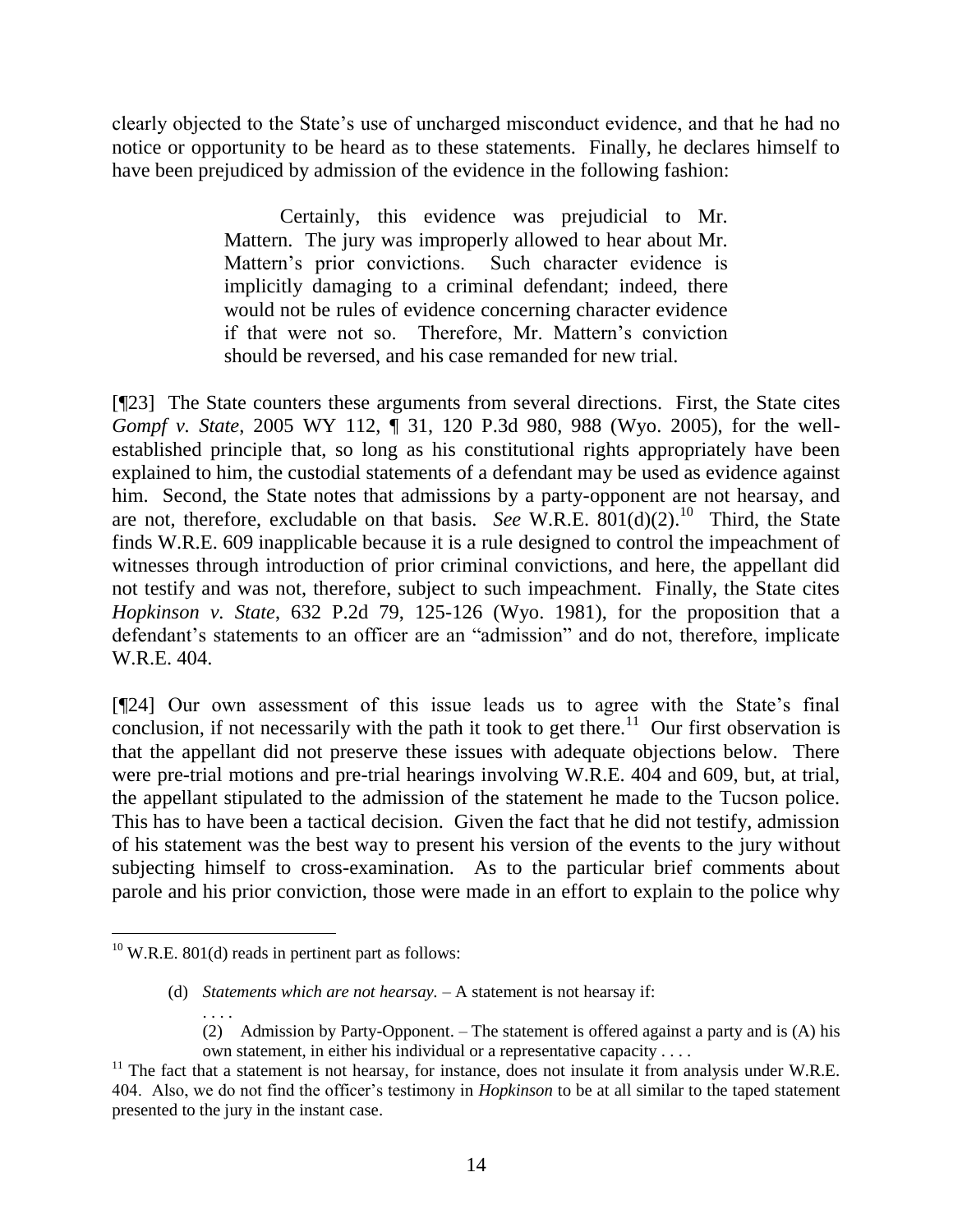clearly objected to the State's use of uncharged misconduct evidence, and that he had no notice or opportunity to be heard as to these statements. Finally, he declares himself to have been prejudiced by admission of the evidence in the following fashion:

> Certainly, this evidence was prejudicial to Mr. Mattern. The jury was improperly allowed to hear about Mr. Mattern's prior convictions. Such character evidence is implicitly damaging to a criminal defendant; indeed, there would not be rules of evidence concerning character evidence if that were not so. Therefore, Mr. Mattern's conviction should be reversed, and his case remanded for new trial.

[¶23] The State counters these arguments from several directions. First, the State cites *Gompf v. State*, 2005 WY 112, ¶ 31, 120 P.3d 980, 988 (Wyo. 2005), for the well-established principle that, so long as his constitutional rights appropriately have been explained to him, the custodial statements of a defendant may be used as evidence against him. Second, the State notes that admissions by a party-opponent are not hearsay, and are not, therefore, excludable on that basis. *See* W.R.E. 801(d)(2).[10] Third, the State finds W.R.E. 609 inapplicable because it is a rule designed to control the impeachment of witnesses through introduction of prior criminal convictions, and here, the appellant did not testify and was not, therefore, subject to such impeachment. Finally, the State cites *Hopkinson v. State*, 632 P.2d 79, 125-126 (Wyo. 1981), for the proposition that a defendant's statements to an officer are an "admission" and do not, therefore, implicate W.R.E. 404.

[¶24] Our own assessment of this issue leads us to agree with the State's final conclusion, if not necessarily with the path it took to get there.[11] Our first observation is that the appellant did not preserve these issues with adequate objections below. There were pre-trial motions and pre-trial hearings involving W.R.E. 404 and 609, but, at trial, the appellant stipulated to the admission of the statement he made to the Tucson police. This has to have been a tactical decision. Given the fact that he did not testify, admission of his statement was the best way to present his version of the events to the jury without subjecting himself to cross-examination. As to the particular brief comments about parole and his prior conviction, those were made in an effort to explain to the police why

---

[10] W.R.E. 801(d) reads in pertinent part as follows:

> (d) *Statements which are not hearsay.* – A statement is not hearsay if:
>
> . . . .
>
> (2) Admission by Party-Opponent. – The statement is offered against a party and is (A) his own statement, in either his individual or a representative capacity . . . .

[11] The fact that a statement is not hearsay, for instance, does not insulate it from analysis under W.R.E. 404. Also, we do not find the officer's testimony in *Hopkinson* to be at all similar to the taped statement presented to the jury in the instant case.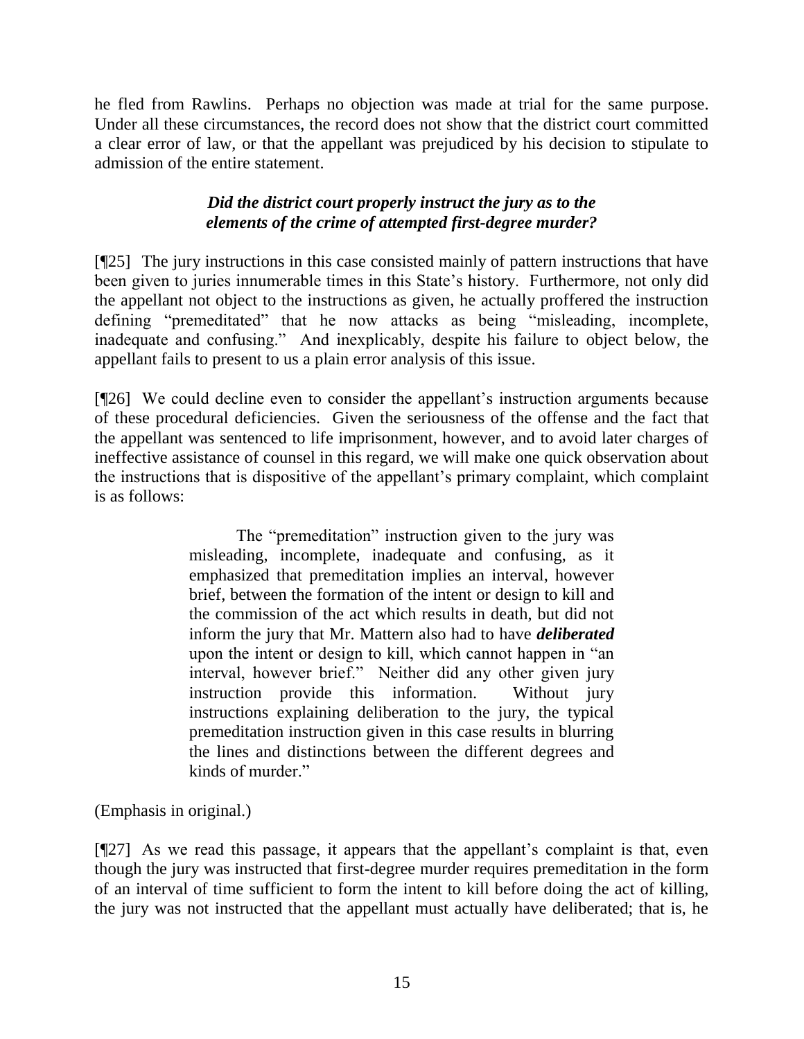he fled from Rawlins. Perhaps no objection was made at trial for the same purpose. Under all these circumstances, the record does not show that the district court committed a clear error of law, or that the appellant was prejudiced by his decision to stipulate to admission of the entire statement.

### *Did the district court properly instruct the jury as to the elements of the crime of attempted first-degree murder?*

[¶25] The jury instructions in this case consisted mainly of pattern instructions that have been given to juries innumerable times in this State's history. Furthermore, not only did the appellant not object to the instructions as given, he actually proffered the instruction defining "premeditated" that he now attacks as being "misleading, incomplete, inadequate and confusing." And inexplicably, despite his failure to object below, the appellant fails to present to us a plain error analysis of this issue.

[¶26] We could decline even to consider the appellant's instruction arguments because of these procedural deficiencies. Given the seriousness of the offense and the fact that the appellant was sentenced to life imprisonment, however, and to avoid later charges of ineffective assistance of counsel in this regard, we will make one quick observation about the instructions that is dispositive of the appellant's primary complaint, which complaint is as follows:

> The "premeditation" instruction given to the jury was misleading, incomplete, inadequate and confusing, as it emphasized that premeditation implies an interval, however brief, between the formation of the intent or design to kill and the commission of the act which results in death, but did not inform the jury that Mr. Mattern also had to have ***deliberated*** upon the intent or design to kill, which cannot happen in "an interval, however brief." Neither did any other given jury instruction provide this information. Without jury instructions explaining deliberation to the jury, the typical premeditation instruction given in this case results in blurring the lines and distinctions between the different degrees and kinds of murder."

(Emphasis in original.)

[¶27] As we read this passage, it appears that the appellant's complaint is that, even though the jury was instructed that first-degree murder requires premeditation in the form of an interval of time sufficient to form the intent to kill before doing the act of killing, the jury was not instructed that the appellant must actually have deliberated; that is, he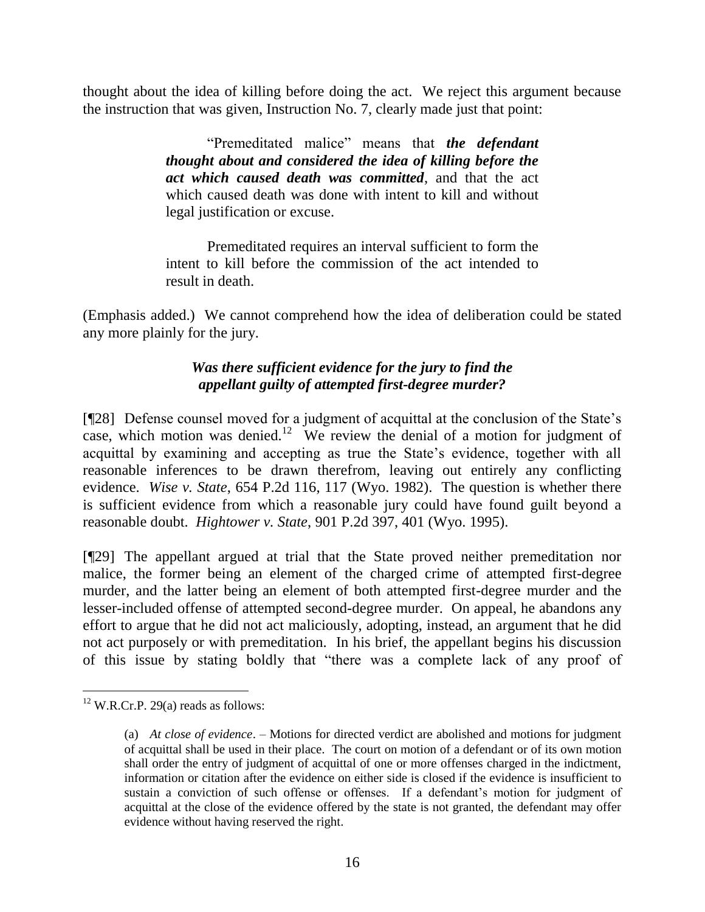thought about the idea of killing before doing the act. We reject this argument because the instruction that was given, Instruction No. 7, clearly made just that point:

> "Premeditated malice" means that ***the defendant thought about and considered the idea of killing before the act which caused death was committed***, and that the act which caused death was done with intent to kill and without legal justification or excuse.
>
> Premeditated requires an interval sufficient to form the intent to kill before the commission of the act intended to result in death.

(Emphasis added.) We cannot comprehend how the idea of deliberation could be stated any more plainly for the jury.

### *Was there sufficient evidence for the jury to find the appellant guilty of attempted first-degree murder?*

[¶28] Defense counsel moved for a judgment of acquittal at the conclusion of the State's case, which motion was denied.[12] We review the denial of a motion for judgment of acquittal by examining and accepting as true the State's evidence, together with all reasonable inferences to be drawn therefrom, leaving out entirely any conflicting evidence. *Wise v. State*, 654 P.2d 116, 117 (Wyo. 1982). The question is whether there is sufficient evidence from which a reasonable jury could have found guilt beyond a reasonable doubt. *Hightower v. State*, 901 P.2d 397, 401 (Wyo. 1995).

[¶29] The appellant argued at trial that the State proved neither premeditation nor malice, the former being an element of the charged crime of attempted first-degree murder, and the latter being an element of both attempted first-degree murder and the lesser-included offense of attempted second-degree murder. On appeal, he abandons any effort to argue that he did not act maliciously, adopting, instead, an argument that he did not act purposely or with premeditation. In his brief, the appellant begins his discussion of this issue by stating boldly that "there was a complete lack of any proof of

---

[12] W.R.Cr.P. 29(a) reads as follows:

> (a) *At close of evidence*. – Motions for directed verdict are abolished and motions for judgment of acquittal shall be used in their place. The court on motion of a defendant or of its own motion shall order the entry of judgment of acquittal of one or more offenses charged in the indictment, information or citation after the evidence on either side is closed if the evidence is insufficient to sustain a conviction of such offense or offenses. If a defendant's motion for judgment of acquittal at the close of the evidence offered by the state is not granted, the defendant may offer evidence without having reserved the right.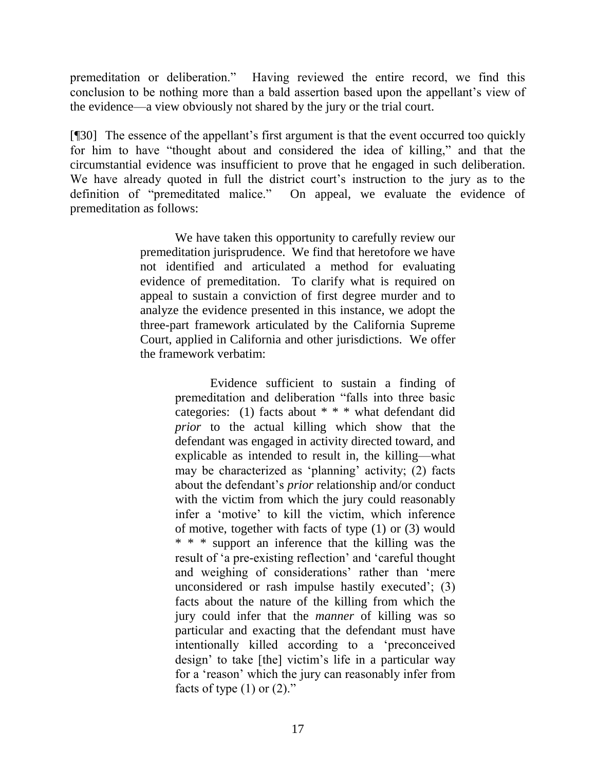premeditation or deliberation." Having reviewed the entire record, we find this conclusion to be nothing more than a bald assertion based upon the appellant's view of the evidence—a view obviously not shared by the jury or the trial court.

[¶30] The essence of the appellant's first argument is that the event occurred too quickly for him to have "thought about and considered the idea of killing," and that the circumstantial evidence was insufficient to prove that he engaged in such deliberation. We have already quoted in full the district court's instruction to the jury as to the definition of "premeditated malice." On appeal, we evaluate the evidence of premeditation as follows:

> We have taken this opportunity to carefully review our premeditation jurisprudence. We find that heretofore we have not identified and articulated a method for evaluating evidence of premeditation. To clarify what is required on appeal to sustain a conviction of first degree murder and to analyze the evidence presented in this instance, we adopt the three-part framework articulated by the California Supreme Court, applied in California and other jurisdictions. We offer the framework verbatim:
>
> > Evidence sufficient to sustain a finding of premeditation and deliberation "falls into three basic categories: (1) facts about * * * what defendant did *prior* to the actual killing which show that the defendant was engaged in activity directed toward, and explicable as intended to result in, the killing—what may be characterized as 'planning' activity; (2) facts about the defendant's *prior* relationship and/or conduct with the victim from which the jury could reasonably infer a 'motive' to kill the victim, which inference of motive, together with facts of type (1) or (3) would * * * support an inference that the killing was the result of 'a pre-existing reflection' and 'careful thought and weighing of considerations' rather than 'mere unconsidered or rash impulse hastily executed'; (3) facts about the nature of the killing from which the jury could infer that the *manner* of killing was so particular and exacting that the defendant must have intentionally killed according to a 'preconceived design' to take [the] victim's life in a particular way for a 'reason' which the jury can reasonably infer from facts of type (1) or (2)."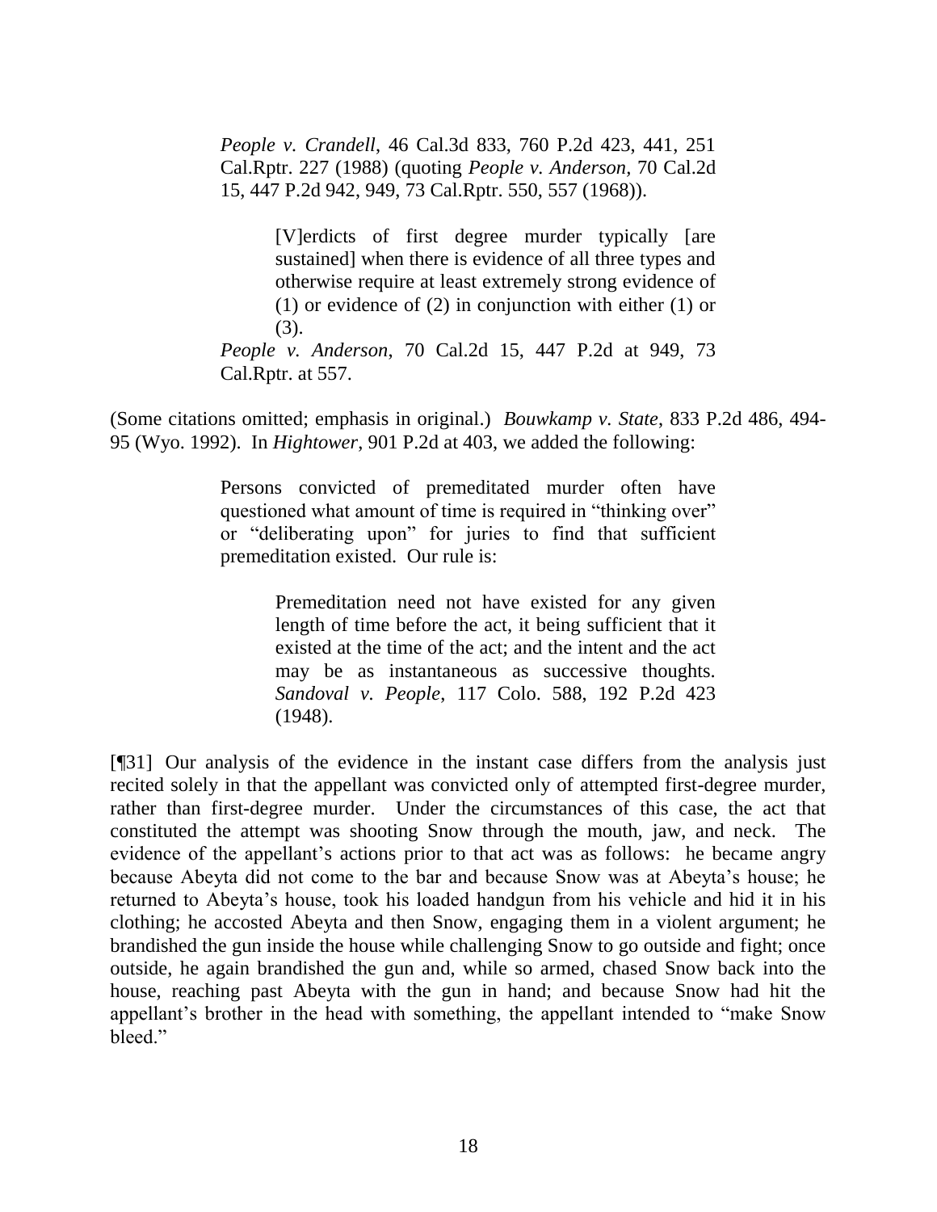> *People v. Crandell*, 46 Cal.3d 833, 760 P.2d 423, 441, 251 Cal.Rptr. 227 (1988) (quoting *People v. Anderson*, 70 Cal.2d 15, 447 P.2d 942, 949, 73 Cal.Rptr. 550, 557 (1968)).
>
> > [V]erdicts of first degree murder typically [are sustained] when there is evidence of all three types and otherwise require at least extremely strong evidence of (1) or evidence of (2) in conjunction with either (1) or (3).
>
> *People v. Anderson*, 70 Cal.2d 15, 447 P.2d at 949, 73 Cal.Rptr. at 557.

(Some citations omitted; emphasis in original.) *Bouwkamp v. State*, 833 P.2d 486, 494-95 (Wyo. 1992). In *Hightower*, 901 P.2d at 403, we added the following:

> Persons convicted of premeditated murder often have questioned what amount of time is required in "thinking over" or "deliberating upon" for juries to find that sufficient premeditation existed. Our rule is:
>
> > Premeditation need not have existed for any given length of time before the act, it being sufficient that it existed at the time of the act; and the intent and the act may be as instantaneous as successive thoughts. *Sandoval v. People*, 117 Colo. 588, 192 P.2d 423 (1948).

[¶31] Our analysis of the evidence in the instant case differs from the analysis just recited solely in that the appellant was convicted only of attempted first-degree murder, rather than first-degree murder. Under the circumstances of this case, the act that constituted the attempt was shooting Snow through the mouth, jaw, and neck. The evidence of the appellant's actions prior to that act was as follows: he became angry because Abeyta did not come to the bar and because Snow was at Abeyta's house; he returned to Abeyta's house, took his loaded handgun from his vehicle and hid it in his clothing; he accosted Abeyta and then Snow, engaging them in a violent argument; he brandished the gun inside the house while challenging Snow to go outside and fight; once outside, he again brandished the gun and, while so armed, chased Snow back into the house, reaching past Abeyta with the gun in hand; and because Snow had hit the appellant's brother in the head with something, the appellant intended to "make Snow bleed."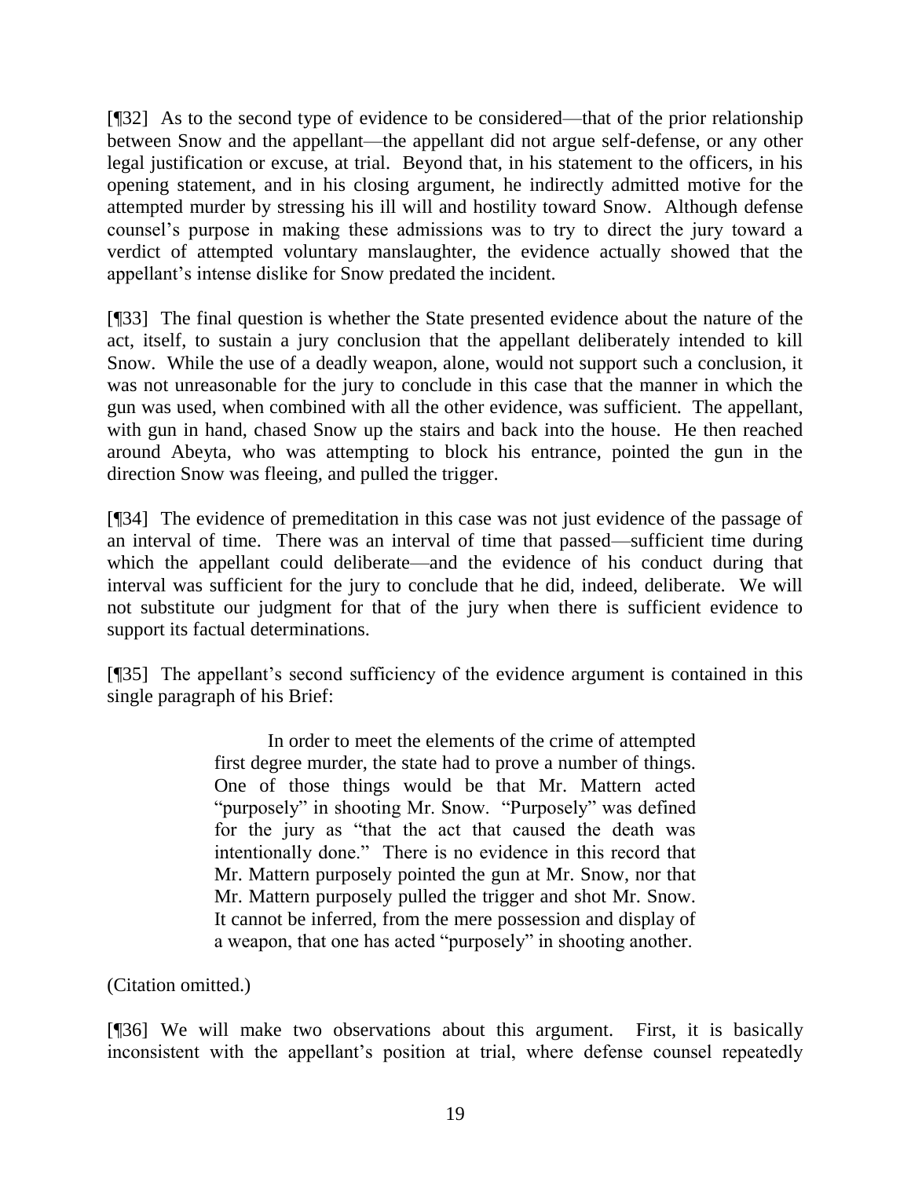[¶32] As to the second type of evidence to be considered—that of the prior relationship between Snow and the appellant—the appellant did not argue self-defense, or any other legal justification or excuse, at trial. Beyond that, in his statement to the officers, in his opening statement, and in his closing argument, he indirectly admitted motive for the attempted murder by stressing his ill will and hostility toward Snow. Although defense counsel's purpose in making these admissions was to try to direct the jury toward a verdict of attempted voluntary manslaughter, the evidence actually showed that the appellant's intense dislike for Snow predated the incident.

[¶33] The final question is whether the State presented evidence about the nature of the act, itself, to sustain a jury conclusion that the appellant deliberately intended to kill Snow. While the use of a deadly weapon, alone, would not support such a conclusion, it was not unreasonable for the jury to conclude in this case that the manner in which the gun was used, when combined with all the other evidence, was sufficient. The appellant, with gun in hand, chased Snow up the stairs and back into the house. He then reached around Abeyta, who was attempting to block his entrance, pointed the gun in the direction Snow was fleeing, and pulled the trigger.

[¶34] The evidence of premeditation in this case was not just evidence of the passage of an interval of time. There was an interval of time that passed—sufficient time during which the appellant could deliberate—and the evidence of his conduct during that interval was sufficient for the jury to conclude that he did, indeed, deliberate. We will not substitute our judgment for that of the jury when there is sufficient evidence to support its factual determinations.

[¶35] The appellant's second sufficiency of the evidence argument is contained in this single paragraph of his Brief:

> In order to meet the elements of the crime of attempted first degree murder, the state had to prove a number of things. One of those things would be that Mr. Mattern acted "purposely" in shooting Mr. Snow. "Purposely" was defined for the jury as "that the act that caused the death was intentionally done." There is no evidence in this record that Mr. Mattern purposely pointed the gun at Mr. Snow, nor that Mr. Mattern purposely pulled the trigger and shot Mr. Snow. It cannot be inferred, from the mere possession and display of a weapon, that one has acted "purposely" in shooting another.

(Citation omitted.)

[¶36] We will make two observations about this argument. First, it is basically inconsistent with the appellant's position at trial, where defense counsel repeatedly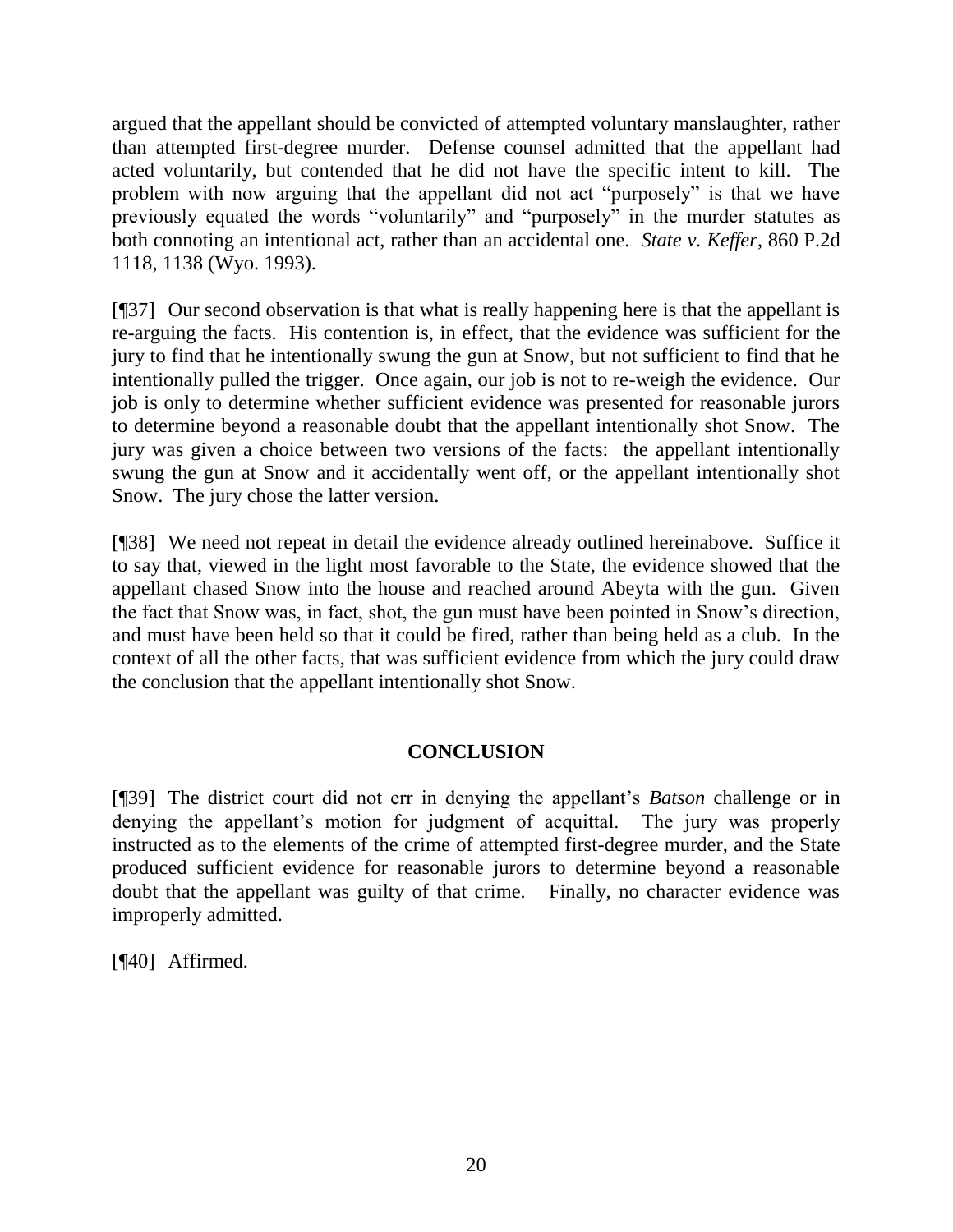argued that the appellant should be convicted of attempted voluntary manslaughter, rather than attempted first-degree murder. Defense counsel admitted that the appellant had acted voluntarily, but contended that he did not have the specific intent to kill. The problem with now arguing that the appellant did not act "purposely" is that we have previously equated the words "voluntarily" and "purposely" in the murder statutes as both connoting an intentional act, rather than an accidental one. *State v. Keffer*, 860 P.2d 1118, 1138 (Wyo. 1993).

[¶37] Our second observation is that what is really happening here is that the appellant is re-arguing the facts. His contention is, in effect, that the evidence was sufficient for the jury to find that he intentionally swung the gun at Snow, but not sufficient to find that he intentionally pulled the trigger. Once again, our job is not to re-weigh the evidence. Our job is only to determine whether sufficient evidence was presented for reasonable jurors to determine beyond a reasonable doubt that the appellant intentionally shot Snow. The jury was given a choice between two versions of the facts: the appellant intentionally swung the gun at Snow and it accidentally went off, or the appellant intentionally shot Snow. The jury chose the latter version.

[¶38] We need not repeat in detail the evidence already outlined hereinabove. Suffice it to say that, viewed in the light most favorable to the State, the evidence showed that the appellant chased Snow into the house and reached around Abeyta with the gun. Given the fact that Snow was, in fact, shot, the gun must have been pointed in Snow's direction, and must have been held so that it could be fired, rather than being held as a club. In the context of all the other facts, that was sufficient evidence from which the jury could draw the conclusion that the appellant intentionally shot Snow.

## CONCLUSION

[¶39] The district court did not err in denying the appellant's *Batson* challenge or in denying the appellant's motion for judgment of acquittal. The jury was properly instructed as to the elements of the crime of attempted first-degree murder, and the State produced sufficient evidence for reasonable jurors to determine beyond a reasonable doubt that the appellant was guilty of that crime. Finally, no character evidence was improperly admitted.

[¶40] Affirmed.